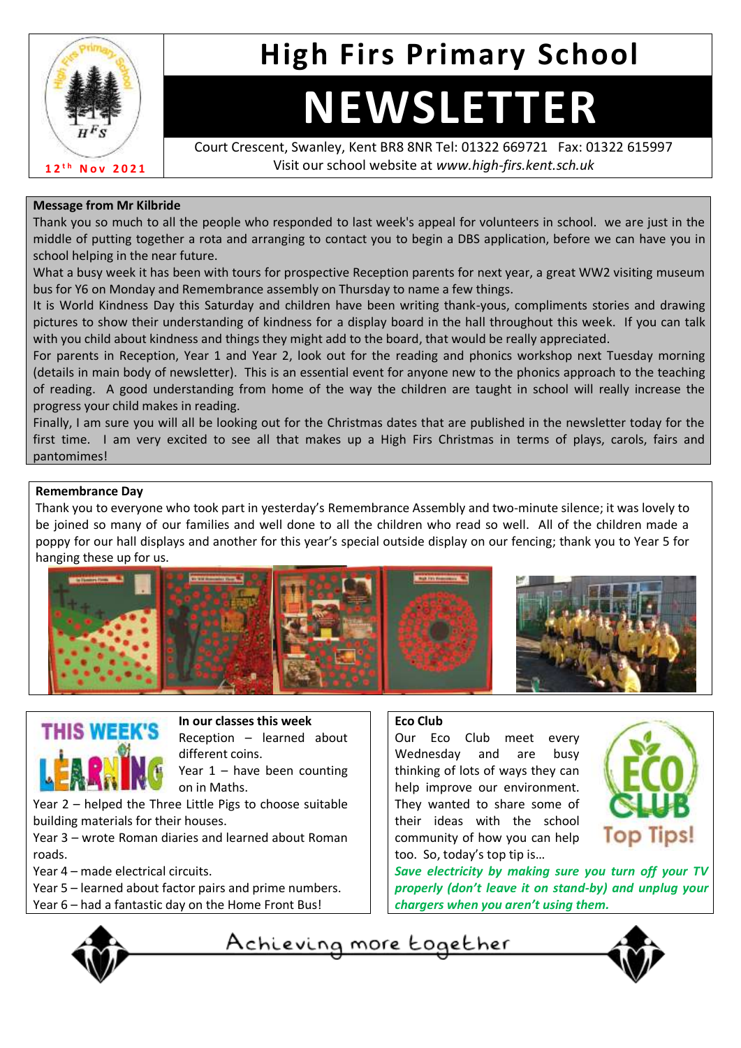# High Firs Primary School

# NEWSLETTER

12th Nov 2021

Court Crescent, Swanley, Kent BR8 8NR Tel: 01322 669721 Fax: 01322 615997
Visit our school website at *www.high-firs.kent.sch.uk*

**Message from Mr Kilbride**

Thank you so much to all the people who responded to last week's appeal for volunteers in school. we are just in the middle of putting together a rota and arranging to contact you to begin a DBS application, before we can have you in school helping in the near future.

What a busy week it has been with tours for prospective Reception parents for next year, a great WW2 visiting museum bus for Y6 on Monday and Remembrance assembly on Thursday to name a few things.

It is World Kindness Day this Saturday and children have been writing thank-yous, compliments stories and drawing pictures to show their understanding of kindness for a display board in the hall throughout this week. If you can talk with you child about kindness and things they might add to the board, that would be really appreciated.

For parents in Reception, Year 1 and Year 2, look out for the reading and phonics workshop next Tuesday morning (details in main body of newsletter). This is an essential event for anyone new to the phonics approach to the teaching of reading. A good understanding from home of the way the children are taught in school will really increase the progress your child makes in reading.

Finally, I am sure you will all be looking out for the Christmas dates that are published in the newsletter today for the first time. I am very excited to see all that makes up a High Firs Christmas in terms of plays, carols, fairs and pantomimes!

**Remembrance Day**

Thank you to everyone who took part in yesterday's Remembrance Assembly and two-minute silence; it was lovely to be joined so many of our families and well done to all the children who read so well. All of the children made a poppy for our hall displays and another for this year's special outside display on our fencing; thank you to Year 5 for hanging these up for us.

**THIS WEEK'S LEARNING**

**In our classes this week**

Reception – learned about different coins.
Year 1 – have been counting on in Maths.
Year 2 – helped the Three Little Pigs to choose suitable building materials for their houses.
Year 3 – wrote Roman diaries and learned about Roman roads.
Year 4 – made electrical circuits.
Year 5 – learned about factor pairs and prime numbers.
Year 6 – had a fantastic day on the Home Front Bus!

**Eco Club**

ECO CLUB Top Tips!

Our Eco Club meet every Wednesday and are busy thinking of lots of ways they can help improve our environment. They wanted to share some of their ideas with the school community of how you can help too. So, today's top tip is…

***Save electricity by making sure you turn off your TV properly (don't leave it on stand-by) and unplug your chargers when you aren't using them.***

Achieving more together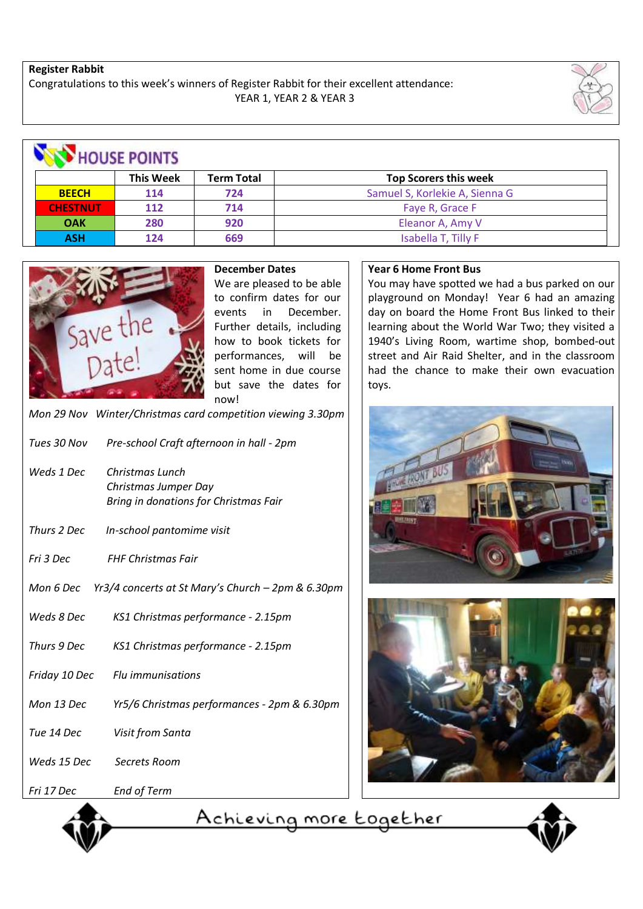## Register Rabbit

Congratulations to this week's winners of Register Rabbit for their excellent attendance:

YEAR 1, YEAR 2 & YEAR 3

## HOUSE POINTS

| | This Week | Term Total | Top Scorers this week |
|---|---|---|---|
| BEECH | 114 | 724 | Samuel S, Korlekie A, Sienna G |
| CHESTNUT | 112 | 714 | Faye R, Grace F |
| OAK | 280 | 920 | Eleanor A, Amy V |
| ASH | 124 | 669 | Isabella T, Tilly F |

## December Dates

We are pleased to be able to confirm dates for our events in December. Further details, including how to book tickets for performances, will be sent home in due course but save the dates for now!

*Mon 29 Nov* — *Winter/Christmas card competition viewing 3.30pm*

*Tues 30 Nov* — *Pre-school Craft afternoon in hall - 2pm*

*Weds 1 Dec* — *Christmas Lunch*
*Christmas Jumper Day*
*Bring in donations for Christmas Fair*

*Thurs 2 Dec* — *In-school pantomime visit*

*Fri 3 Dec* — *FHF Christmas Fair*

*Mon 6 Dec* — *Yr3/4 concerts at St Mary's Church – 2pm & 6.30pm*

*Weds 8 Dec* — *KS1 Christmas performance - 2.15pm*

*Thurs 9 Dec* — *KS1 Christmas performance - 2.15pm*

*Friday 10 Dec* — *Flu immunisations*

*Mon 13 Dec* — *Yr5/6 Christmas performances - 2pm & 6.30pm*

*Tue 14 Dec* — *Visit from Santa*

*Weds 15 Dec* — *Secrets Room*

*Fri 17 Dec* — *End of Term*

## Year 6 Home Front Bus

You may have spotted we had a bus parked on our playground on Monday! Year 6 had an amazing day on board the Home Front Bus linked to their learning about the World War Two; they visited a 1940's Living Room, wartime shop, bombed-out street and Air Raid Shelter, and in the classroom had the chance to make their own evacuation toys.

Achieving more together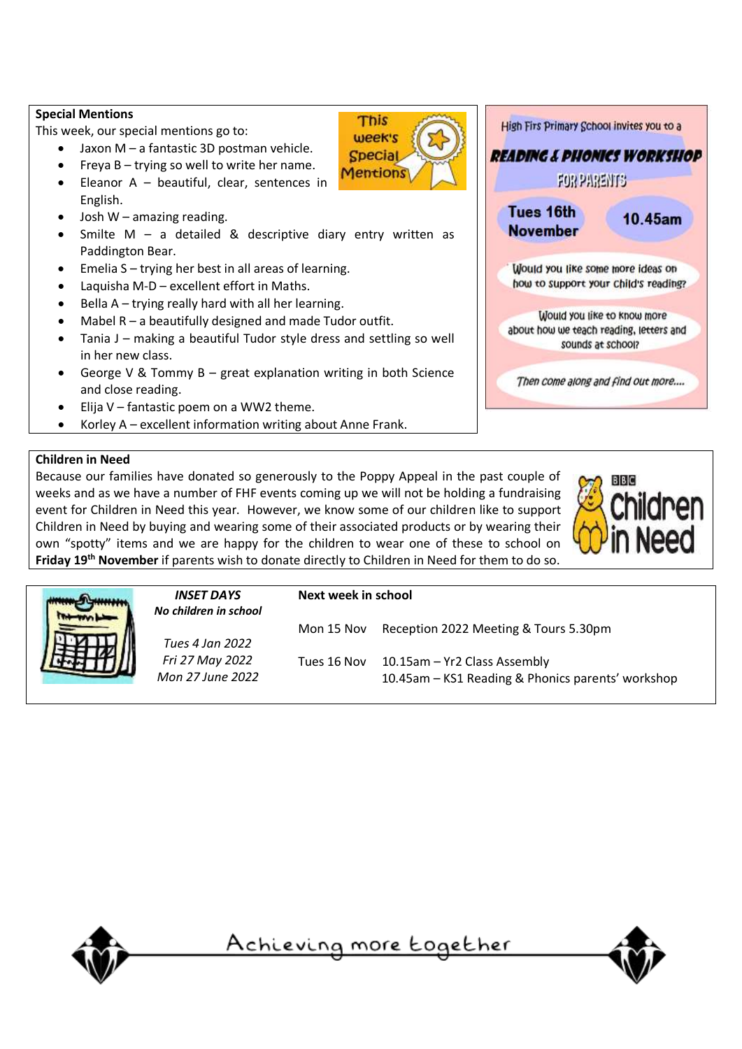**Special Mentions**

This week, our special mentions go to:

This week's Special Mentions

- Jaxon M – a fantastic 3D postman vehicle.
- Freya B – trying so well to write her name.
- Eleanor A – beautiful, clear, sentences in English.
- Josh W – amazing reading.
- Smilte M – a detailed & descriptive diary entry written as Paddington Bear.
- Emelia S – trying her best in all areas of learning.
- Laquisha M-D – excellent effort in Maths.
- Bella A – trying really hard with all her learning.
- Mabel R – a beautifully designed and made Tudor outfit.
- Tania J – making a beautiful Tudor style dress and settling so well in her new class.
- George V & Tommy B – great explanation writing in both Science and close reading.
- Elija V – fantastic poem on a WW2 theme.
- Korley A – excellent information writing about Anne Frank.

High Firs Primary School invites you to a

**READING & PHONICS WORKSHOP**

FOR PARENTS

**Tues 16th November** **10.45am**

Would you like some more ideas on how to support your child's reading?

Would you like to know more about how we teach reading, letters and sounds at school?

*Then come along and find out more....*

**Children in Need**

Because our families have donated so generously to the Poppy Appeal in the past couple of weeks and as we have a number of FHF events coming up we will not be holding a fundraising event for Children in Need this year. However, we know some of our children like to support Children in Need by buying and wearing some of their associated products or by wearing their own "spotty" items and we are happy for the children to wear one of these to school on **Friday 19th November** if parents wish to donate directly to Children in Need for them to do so.

BBC Children in Need

***INSET DAYS***
***No children in school***

*Tues 4 Jan 2022*
*Fri 27 May 2022*
*Mon 27 June 2022*

**Next week in school**

| | |
|---|---|
| Mon 15 Nov | Reception 2022 Meeting & Tours 5.30pm |
| Tues 16 Nov | 10.15am – Yr2 Class Assembly<br>10.45am – KS1 Reading & Phonics parents' workshop |

Achieving more together